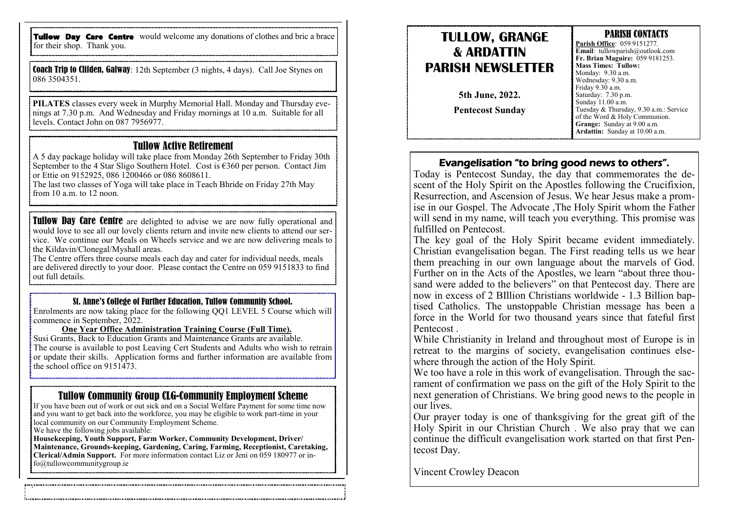**Tullow Day Care Centre** would welcome any donations of clothes and bric a brace for their shop. Thank you.

**Coach Trip to Clifden, Galway**: 12th September (3 nights, 4 days). Call Joe Stynes on 086 3504351.

**PILATES** classes every week in Murphy Memorial Hall. Monday and Thursday evenings at 7.30 p.m. And Wednesday and Friday mornings at 10 a.m. Suitable for all levels. Contact John on 087 7956977.

## Tullow Active Retirement

A 5 day package holiday will take place from Monday 26th September to Friday 30th September to the 4 Star Sligo Southern Hotel. Cost is €360 per person. Contact Jim or Ettie on 9152925, 086 1200466 or 086 8608611.

The last two classes of Yoga will take place in Teach Bhride on Friday 27th May from 10 a.m. to 12 noon.

**Tullow Day Care Centre** are delighted to advise we are now fully operational and would love to see all our lovely clients return and invite new clients to attend our service. We continue our Meals on Wheels service and we are now delivering meals to the Kildavin/Clonegal/Myshall areas.

The Centre offers three course meals each day and cater for individual needs, meals are delivered directly to your door. Please contact the Centre on 059 9151833 to find out full details.

### St. Anne's College of Further Education, Tullow Community School.

Enrolments are now taking place for the following QQ1 LEVEL 5 Course which will commence in September, 2022.

**One Year Office Administration Training Course (Full Time).**

Susi Grants, Back to Education Grants and Maintenance Grants are available.
The course is available to post Leaving Cert Students and Adults who wish to retrain or update their skills. Application forms and further information are available from the school office on 9151473.

## Tullow Community Group CLG-Community Employment Scheme

If you have been out of work or out sick and on a Social Welfare Payment for some time now and you want to get back into the workforce, you may be eligible to work part-time in your local community on our Community Employment Scheme.
We have the following jobs available:
**Housekeeping, Youth Support, Farm Worker, Community Development, Driver/Maintenance, Grounds-keeping, Gardening, Caring, Farming, Receptionist, Caretaking, Clerical/Admin Support.** For more information contact Liz or Jeni on 059 180977 or info@tullowcommunitygroup.ie

# TULLOW, GRANGE & ARDATTIN PARISH NEWSLETTER

**5th June, 2022.**

**Pentecost Sunday**

### PARISH CONTACTS

**Parish Office**: 059 9151277.
**Email**: tullowparish@outlook.com
**Fr. Brian Maguire:** 059 9181253.
**Mass Times: Tullow:**
Monday: 9.30 a.m.
Wednesday: 9.30 a.m.
Friday 9.30 a.m.
Saturday: 7.30 p.m.
Sunday 11.00 a.m.
Tuesday & Thursday, 9.30 a.m.: Service of the Word & Holy Communion.
**Grange:** Sunday at 9.00 a.m.
**Ardattin:** Sunday at 10.00 a.m.

## Evangelisation "to bring good news to others".

Today is Pentecost Sunday, the day that commemorates the descent of the Holy Spirit on the Apostles following the Crucifixion, Resurrection, and Ascension of Jesus. We hear Jesus make a promise in our Gospel. The Advocate ,The Holy Spirit whom the Father will send in my name, will teach you everything. This promise was fulfilled on Pentecost.

The key goal of the Holy Spirit became evident immediately. Christian evangelisation began. The First reading tells us we hear them preaching in our own language about the marvels of God. Further on in the Acts of the Apostles, we learn "about three thousand were added to the believers" on that Pentecost day. There are now in excess of 2 BIllion Christians worldwide - 1.3 Billion baptised Catholics. The unstoppable Christian message has been a force in the World for two thousand years since that fateful first Pentecost .

While Christianity in Ireland and throughout most of Europe is in retreat to the margins of society, evangelisation continues elsewhere through the action of the Holy Spirit.

We too have a role in this work of evangelisation. Through the sacrament of confirmation we pass on the gift of the Holy Spirit to the next generation of Christians. We bring good news to the people in our lives.

Our prayer today is one of thanksgiving for the great gift of the Holy Spirit in our Christian Church . We also pray that we can continue the difficult evangelisation work started on that first Pentecost Day.

Vincent Crowley Deacon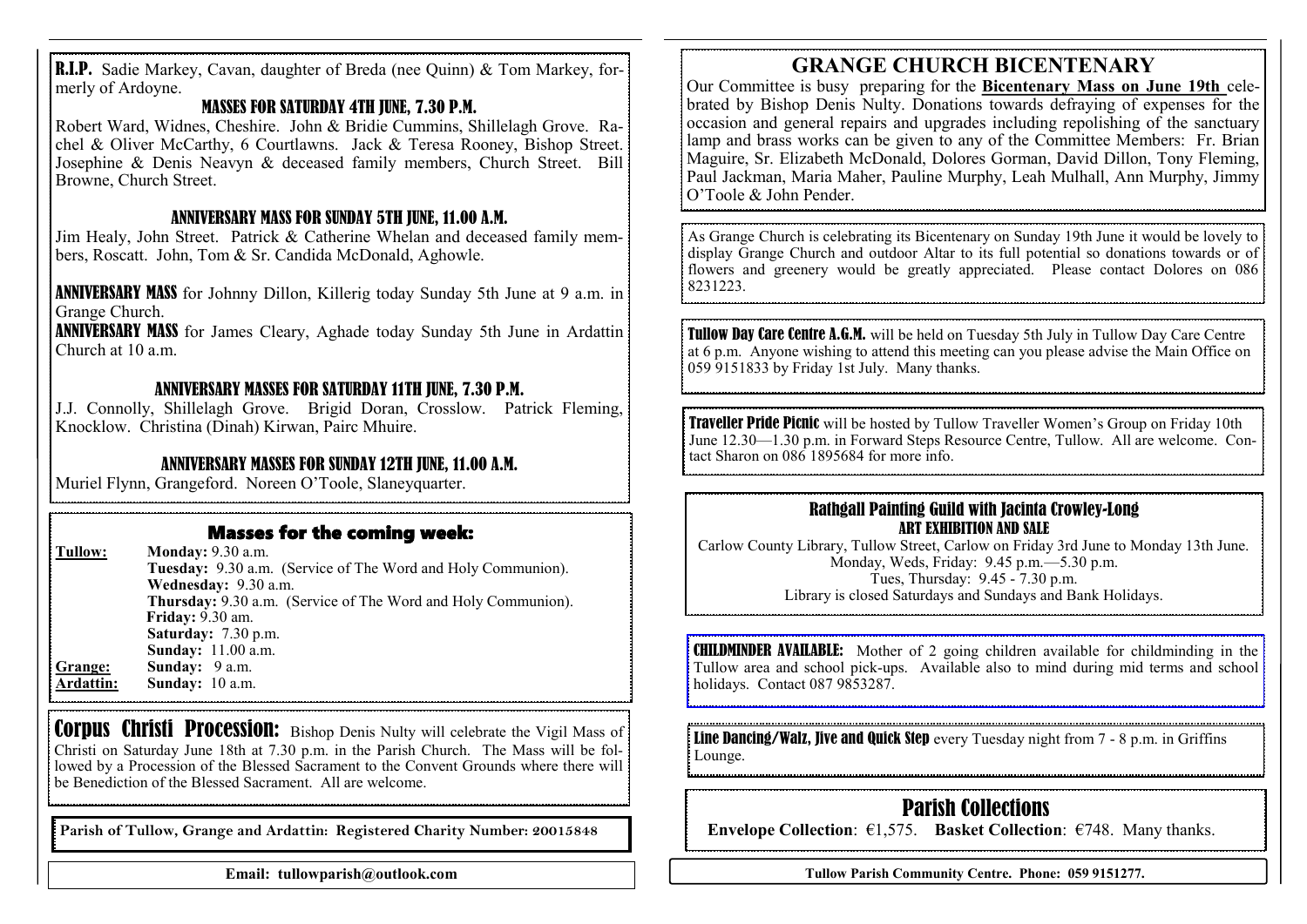**R.I.P.** Sadie Markey, Cavan, daughter of Breda (nee Quinn) & Tom Markey, formerly of Ardoyne.

### MASSES FOR SATURDAY 4TH JUNE, 7.30 P.M.

Robert Ward, Widnes, Cheshire. John & Bridie Cummins, Shillelagh Grove. Rachel & Oliver McCarthy, 6 Courtlawns. Jack & Teresa Rooney, Bishop Street. Josephine & Denis Neavyn & deceased family members, Church Street. Bill Browne, Church Street.

### ANNIVERSARY MASS FOR SUNDAY 5TH JUNE, 11.00 A.M.

Jim Healy, John Street. Patrick & Catherine Whelan and deceased family members, Roscatt. John, Tom & Sr. Candida McDonald, Aghowle.

**ANNIVERSARY MASS** for Johnny Dillon, Killerig today Sunday 5th June at 9 a.m. in Grange Church.

**ANNIVERSARY MASS** for James Cleary, Aghade today Sunday 5th June in Ardattin Church at 10 a.m.

### ANNIVERSARY MASSES FOR SATURDAY 11TH JUNE, 7.30 P.M.

J.J. Connolly, Shillelagh Grove. Brigid Doran, Crosslow. Patrick Fleming, Knocklow. Christina (Dinah) Kirwan, Pairc Mhuire.

### ANNIVERSARY MASSES FOR SUNDAY 12TH JUNE, 11.00 A.M.

Muriel Flynn, Grangeford. Noreen O'Toole, Slaneyquarter.

### Masses for the coming week:

| | |
|---|---|
| **Tullow:** | **Monday:** 9.30 a.m. |
| | **Tuesday:** 9.30 a.m. (Service of The Word and Holy Communion). |
| | **Wednesday:** 9.30 a.m. |
| | **Thursday:** 9.30 a.m. (Service of The Word and Holy Communion). |
| | **Friday:** 9.30 am. |
| | **Saturday:** 7.30 p.m. |
| | **Sunday:** 11.00 a.m. |
| **Grange:** | **Sunday:** 9 a.m. |
| **Ardattin:** | **Sunday:** 10 a.m. |

**Corpus Christi Procession:** Bishop Denis Nulty will celebrate the Vigil Mass of Christi on Saturday June 18th at 7.30 p.m. in the Parish Church. The Mass will be followed by a Procession of the Blessed Sacrament to the Convent Grounds where there will be Benediction of the Blessed Sacrament. All are welcome.

**Parish of Tullow, Grange and Ardattin: Registered Charity Number: 20015848**

**Email: tullowparish@outlook.com**

## GRANGE CHURCH BICENTENARY

Our Committee is busy preparing for the **Bicentenary Mass on June 19th** celebrated by Bishop Denis Nulty. Donations towards defraying of expenses for the occasion and general repairs and upgrades including repolishing of the sanctuary lamp and brass works can be given to any of the Committee Members: Fr. Brian Maguire, Sr. Elizabeth McDonald, Dolores Gorman, David Dillon, Tony Fleming, Paul Jackman, Maria Maher, Pauline Murphy, Leah Mulhall, Ann Murphy, Jimmy O'Toole & John Pender.

As Grange Church is celebrating its Bicentenary on Sunday 19th June it would be lovely to display Grange Church and outdoor Altar to its full potential so donations towards or of flowers and greenery would be greatly appreciated. Please contact Dolores on 086 8231223.

**Tullow Day Care Centre A.G.M.** will be held on Tuesday 5th July in Tullow Day Care Centre at 6 p.m. Anyone wishing to attend this meeting can you please advise the Main Office on 059 9151833 by Friday 1st July. Many thanks.

**Traveller Pride Picnic** will be hosted by Tullow Traveller Women's Group on Friday 10th June 12.30—1.30 p.m. in Forward Steps Resource Centre, Tullow. All are welcome. Contact Sharon on 086 1895684 for more info.

### Rathgall Painting Guild with Jacinta Crowley-Long
### ART EXHIBITION AND SALE

Carlow County Library, Tullow Street, Carlow on Friday 3rd June to Monday 13th June.
Monday, Weds, Friday: 9.45 p.m.—5.30 p.m.
Tues, Thursday: 9.45 - 7.30 p.m.
Library is closed Saturdays and Sundays and Bank Holidays.

**CHILDMINDER AVAILABLE:** Mother of 2 going children available for childminding in the Tullow area and school pick-ups. Available also to mind during mid terms and school holidays. Contact 087 9853287.

**Line Dancing/Walz, Jive and Quick Step** every Tuesday night from 7 - 8 p.m. in Griffins Lounge.

## Parish Collections

**Envelope Collection**: €1,575. **Basket Collection**: €748. Many thanks.

**Tullow Parish Community Centre. Phone: 059 9151277.**